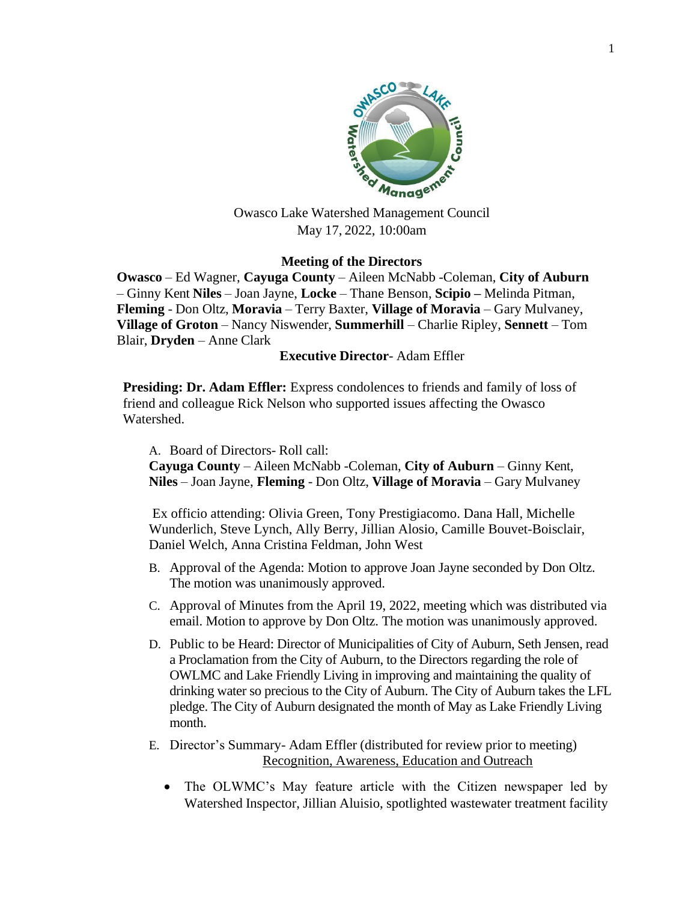Owasco Lake Watershed Management Council
May 17, 2022, 10:00am

**Meeting of the Directors**

**Owasco** – Ed Wagner, **Cayuga County** – Aileen McNabb -Coleman, **City of Auburn** – Ginny Kent **Niles** – Joan Jayne, **Locke** – Thane Benson, **Scipio –** Melinda Pitman, **Fleming** - Don Oltz, **Moravia** – Terry Baxter, **Village of Moravia** – Gary Mulvaney, **Village of Groton** – Nancy Niswender, **Summerhill** – Charlie Ripley, **Sennett** – Tom Blair, **Dryden** – Anne Clark

**Executive Director**- Adam Effler

**Presiding: Dr. Adam Effler:** Express condolences to friends and family of loss of friend and colleague Rick Nelson who supported issues affecting the Owasco Watershed.

A. Board of Directors- Roll call:
**Cayuga County** – Aileen McNabb -Coleman, **City of Auburn** – Ginny Kent, **Niles** – Joan Jayne, **Fleming** - Don Oltz, **Village of Moravia** – Gary Mulvaney

Ex officio attending: Olivia Green, Tony Prestigiacomo. Dana Hall, Michelle Wunderlich, Steve Lynch, Ally Berry, Jillian Alosio, Camille Bouvet-Boisclair, Daniel Welch, Anna Cristina Feldman, John West

B. Approval of the Agenda: Motion to approve Joan Jayne seconded by Don Oltz. The motion was unanimously approved.

C. Approval of Minutes from the April 19, 2022, meeting which was distributed via email. Motion to approve by Don Oltz. The motion was unanimously approved.

D. Public to be Heard: Director of Municipalities of City of Auburn, Seth Jensen, read a Proclamation from the City of Auburn, to the Directors regarding the role of OWLMC and Lake Friendly Living in improving and maintaining the quality of drinking water so precious to the City of Auburn. The City of Auburn takes the LFL pledge. The City of Auburn designated the month of May as Lake Friendly Living month.

E. Director's Summary- Adam Effler (distributed for review prior to meeting)

Recognition, Awareness, Education and Outreach

- The OLWMC's May feature article with the Citizen newspaper led by Watershed Inspector, Jillian Aluisio, spotlighted wastewater treatment facility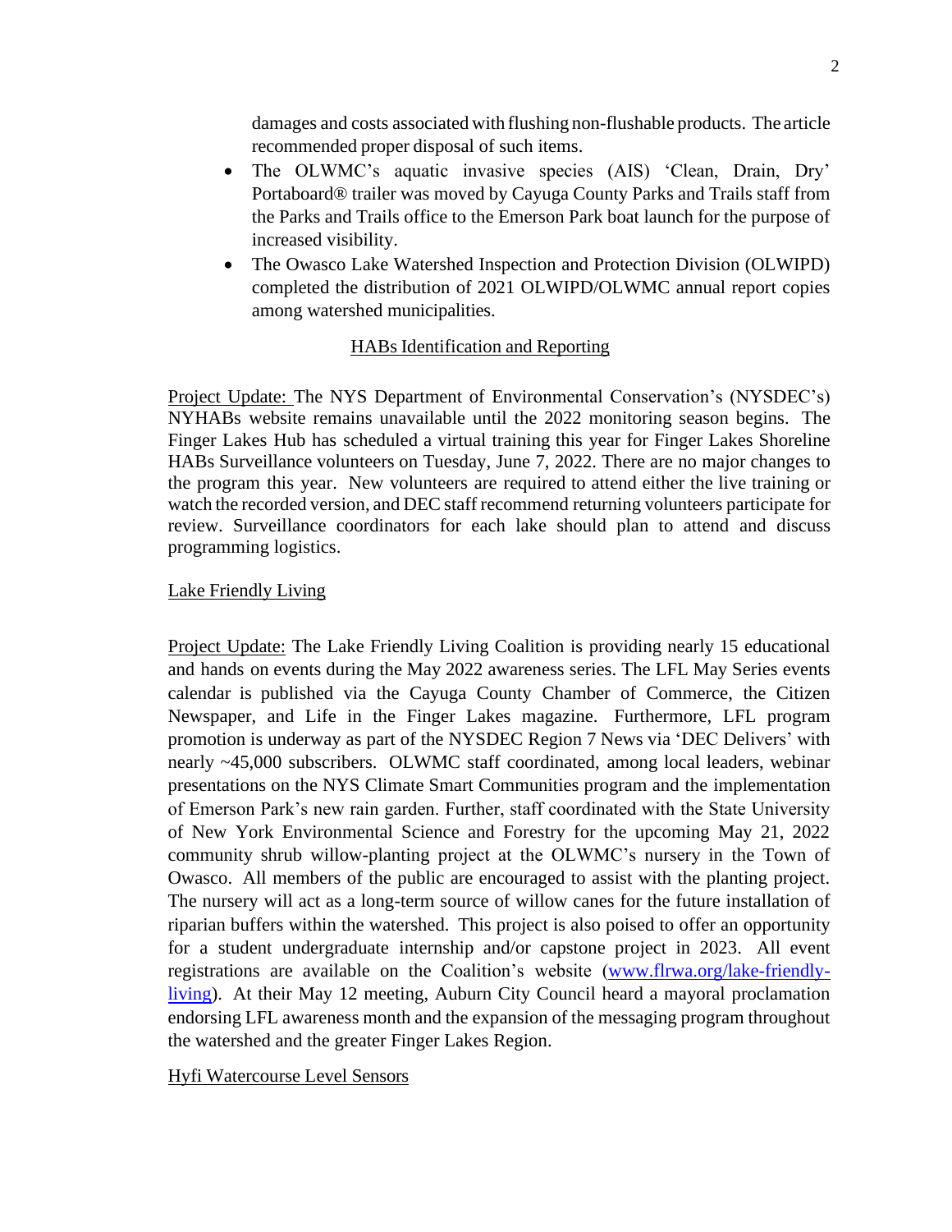damages and costs associated with flushing non-flushable products. The article recommended proper disposal of such items.

- The OLWMC's aquatic invasive species (AIS) 'Clean, Drain, Dry' Portaboard® trailer was moved by Cayuga County Parks and Trails staff from the Parks and Trails office to the Emerson Park boat launch for the purpose of increased visibility.
- The Owasco Lake Watershed Inspection and Protection Division (OLWIPD) completed the distribution of 2021 OLWIPD/OLWMC annual report copies among watershed municipalities.

<u>HABs Identification and Reporting</u>

<u>Project Update:</u> The NYS Department of Environmental Conservation's (NYSDEC's) NYHABs website remains unavailable until the 2022 monitoring season begins. The Finger Lakes Hub has scheduled a virtual training this year for Finger Lakes Shoreline HABs Surveillance volunteers on Tuesday, June 7, 2022. There are no major changes to the program this year. New volunteers are required to attend either the live training or watch the recorded version, and DEC staff recommend returning volunteers participate for review. Surveillance coordinators for each lake should plan to attend and discuss programming logistics.

<u>Lake Friendly Living</u>

<u>Project Update:</u> The Lake Friendly Living Coalition is providing nearly 15 educational and hands on events during the May 2022 awareness series. The LFL May Series events calendar is published via the Cayuga County Chamber of Commerce, the Citizen Newspaper, and Life in the Finger Lakes magazine. Furthermore, LFL program promotion is underway as part of the NYSDEC Region 7 News via 'DEC Delivers' with nearly ~45,000 subscribers. OLWMC staff coordinated, among local leaders, webinar presentations on the NYS Climate Smart Communities program and the implementation of Emerson Park's new rain garden. Further, staff coordinated with the State University of New York Environmental Science and Forestry for the upcoming May 21, 2022 community shrub willow-planting project at the OLWMC's nursery in the Town of Owasco. All members of the public are encouraged to assist with the planting project. The nursery will act as a long-term source of willow canes for the future installation of riparian buffers within the watershed. This project is also poised to offer an opportunity for a student undergraduate internship and/or capstone project in 2023. All event registrations are available on the Coalition's website ([www.flrwa.org/lake-friendly-living](www.flrwa.org/lake-friendly-living)). At their May 12 meeting, Auburn City Council heard a mayoral proclamation endorsing LFL awareness month and the expansion of the messaging program throughout the watershed and the greater Finger Lakes Region.

<u>Hyfi Watercourse Level Sensors</u>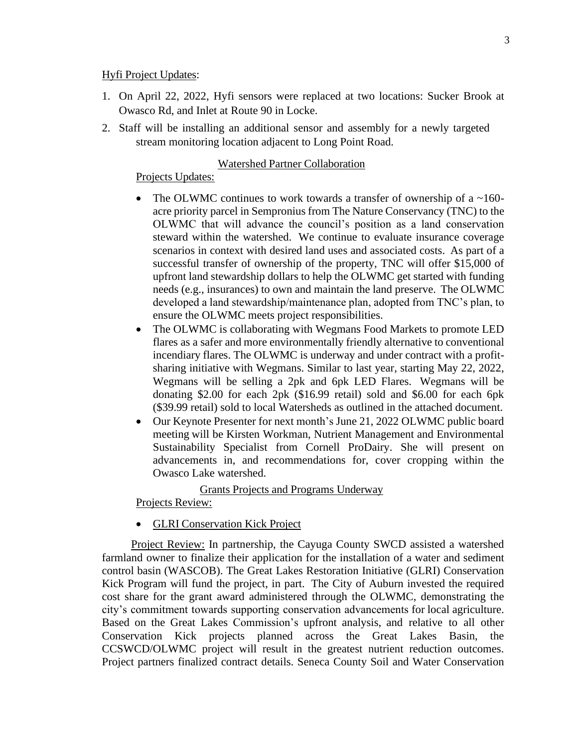Hyfi Project Updates:

1. On April 22, 2022, Hyfi sensors were replaced at two locations: Sucker Brook at Owasco Rd, and Inlet at Route 90 in Locke.
2. Staff will be installing an additional sensor and assembly for a newly targeted stream monitoring location adjacent to Long Point Road.

## Watershed Partner Collaboration

Projects Updates:

- The OLWMC continues to work towards a transfer of ownership of a ~160-acre priority parcel in Sempronius from The Nature Conservancy (TNC) to the OLWMC that will advance the council's position as a land conservation steward within the watershed. We continue to evaluate insurance coverage scenarios in context with desired land uses and associated costs. As part of a successful transfer of ownership of the property, TNC will offer $15,000 of upfront land stewardship dollars to help the OLWMC get started with funding needs (e.g., insurances) to own and maintain the land preserve. The OLWMC developed a land stewardship/maintenance plan, adopted from TNC's plan, to ensure the OLWMC meets project responsibilities.
- The OLWMC is collaborating with Wegmans Food Markets to promote LED flares as a safer and more environmentally friendly alternative to conventional incendiary flares. The OLWMC is underway and under contract with a profit-sharing initiative with Wegmans. Similar to last year, starting May 22, 2022, Wegmans will be selling a 2pk and 6pk LED Flares. Wegmans will be donating $2.00 for each 2pk ($16.99 retail) sold and $6.00 for each 6pk ($39.99 retail) sold to local Watersheds as outlined in the attached document.
- Our Keynote Presenter for next month's June 21, 2022 OLWMC public board meeting will be Kirsten Workman, Nutrient Management and Environmental Sustainability Specialist from Cornell ProDairy. She will present on advancements in, and recommendations for, cover cropping within the Owasco Lake watershed.

## Grants Projects and Programs Underway

Projects Review:

- GLRI Conservation Kick Project

Project Review: In partnership, the Cayuga County SWCD assisted a watershed farmland owner to finalize their application for the installation of a water and sediment control basin (WASCOB). The Great Lakes Restoration Initiative (GLRI) Conservation Kick Program will fund the project, in part. The City of Auburn invested the required cost share for the grant award administered through the OLWMC, demonstrating the city's commitment towards supporting conservation advancements for local agriculture. Based on the Great Lakes Commission's upfront analysis, and relative to all other Conservation Kick projects planned across the Great Lakes Basin, the CCSWCD/OLWMC project will result in the greatest nutrient reduction outcomes. Project partners finalized contract details. Seneca County Soil and Water Conservation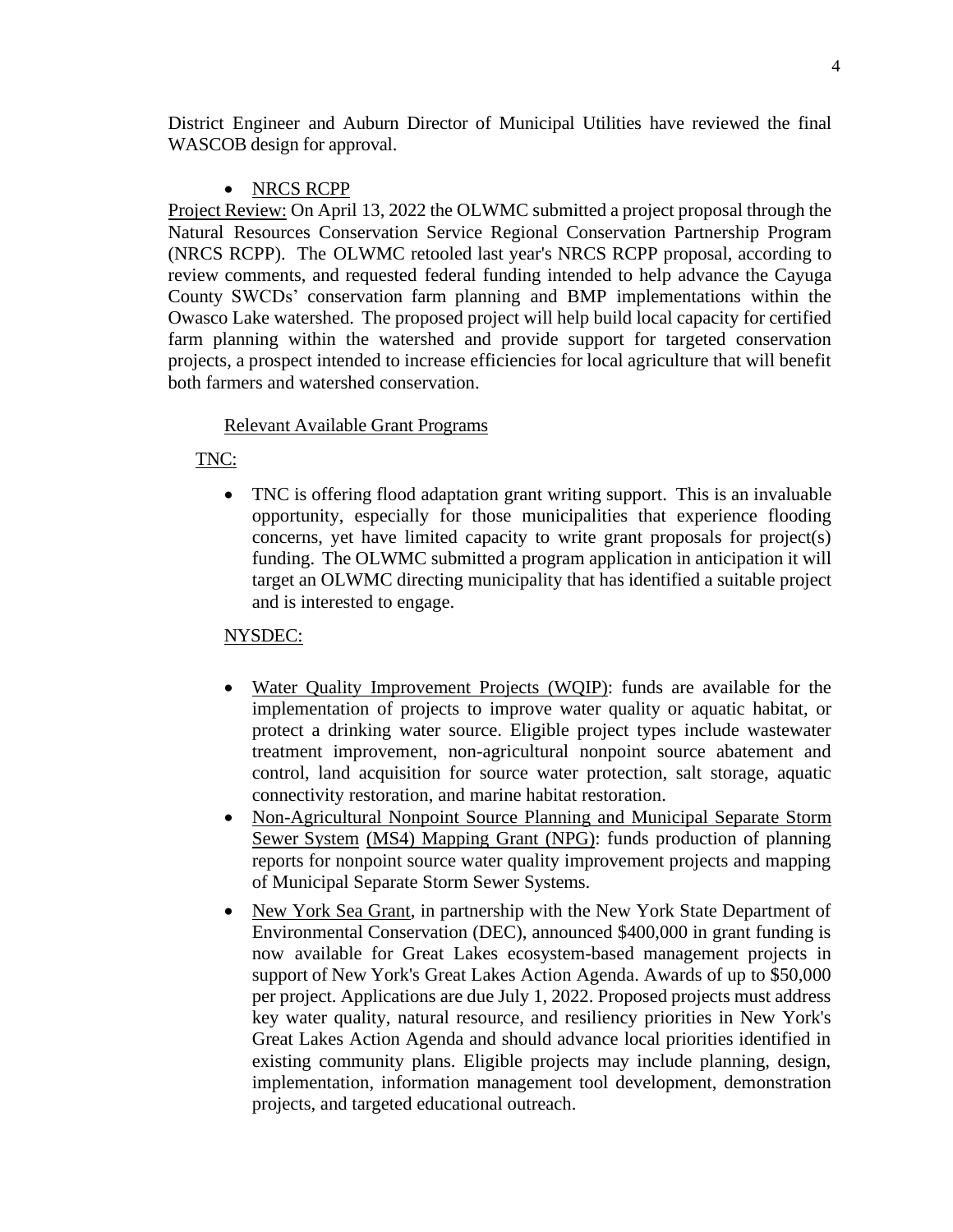District Engineer and Auburn Director of Municipal Utilities have reviewed the final WASCOB design for approval.

- NRCS RCPP

Project Review: On April 13, 2022 the OLWMC submitted a project proposal through the Natural Resources Conservation Service Regional Conservation Partnership Program (NRCS RCPP). The OLWMC retooled last year's NRCS RCPP proposal, according to review comments, and requested federal funding intended to help advance the Cayuga County SWCDs' conservation farm planning and BMP implementations within the Owasco Lake watershed. The proposed project will help build local capacity for certified farm planning within the watershed and provide support for targeted conservation projects, a prospect intended to increase efficiencies for local agriculture that will benefit both farmers and watershed conservation.

Relevant Available Grant Programs

TNC:

- TNC is offering flood adaptation grant writing support. This is an invaluable opportunity, especially for those municipalities that experience flooding concerns, yet have limited capacity to write grant proposals for project(s) funding. The OLWMC submitted a program application in anticipation it will target an OLWMC directing municipality that has identified a suitable project and is interested to engage.

NYSDEC:

- Water Quality Improvement Projects (WQIP): funds are available for the implementation of projects to improve water quality or aquatic habitat, or protect a drinking water source. Eligible project types include wastewater treatment improvement, non-agricultural nonpoint source abatement and control, land acquisition for source water protection, salt storage, aquatic connectivity restoration, and marine habitat restoration.
- Non-Agricultural Nonpoint Source Planning and Municipal Separate Storm Sewer System (MS4) Mapping Grant (NPG): funds production of planning reports for nonpoint source water quality improvement projects and mapping of Municipal Separate Storm Sewer Systems.
- New York Sea Grant, in partnership with the New York State Department of Environmental Conservation (DEC), announced $400,000 in grant funding is now available for Great Lakes ecosystem-based management projects in support of New York's Great Lakes Action Agenda. Awards of up to $50,000 per project. Applications are due July 1, 2022. Proposed projects must address key water quality, natural resource, and resiliency priorities in New York's Great Lakes Action Agenda and should advance local priorities identified in existing community plans. Eligible projects may include planning, design, implementation, information management tool development, demonstration projects, and targeted educational outreach.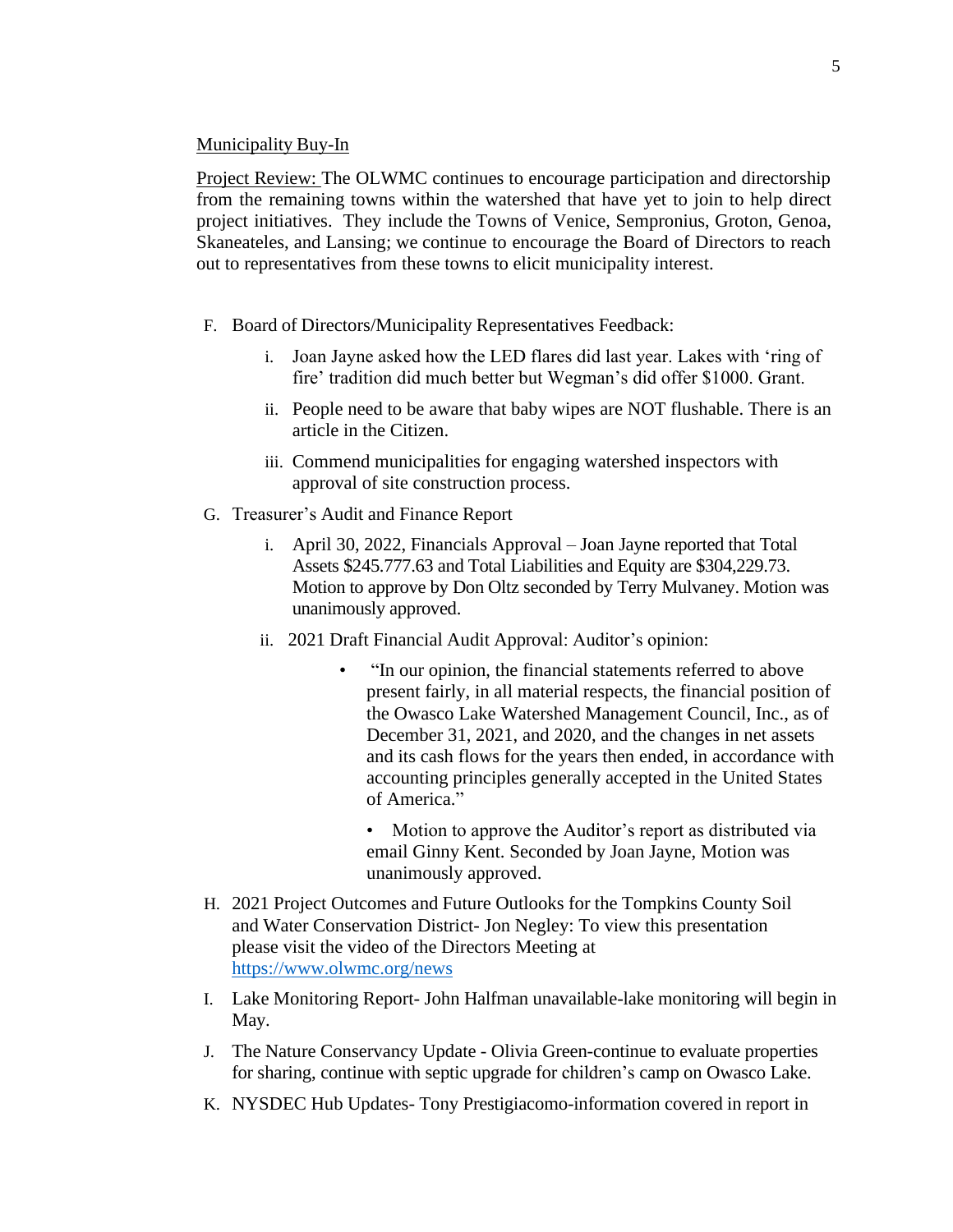Municipality Buy-In

Project Review: The OLWMC continues to encourage participation and directorship from the remaining towns within the watershed that have yet to join to help direct project initiatives. They include the Towns of Venice, Sempronius, Groton, Genoa, Skaneateles, and Lansing; we continue to encourage the Board of Directors to reach out to representatives from these towns to elicit municipality interest.

F. Board of Directors/Municipality Representatives Feedback:

   i. Joan Jayne asked how the LED flares did last year. Lakes with 'ring of fire' tradition did much better but Wegman's did offer $1000. Grant.

   ii. People need to be aware that baby wipes are NOT flushable. There is an article in the Citizen.

   iii. Commend municipalities for engaging watershed inspectors with approval of site construction process.

G. Treasurer's Audit and Finance Report

   i. April 30, 2022, Financials Approval – Joan Jayne reported that Total Assets $245.777.63 and Total Liabilities and Equity are $304,229.73. Motion to approve by Don Oltz seconded by Terry Mulvaney. Motion was unanimously approved.

   ii. 2021 Draft Financial Audit Approval: Auditor's opinion:

      - "In our opinion, the financial statements referred to above present fairly, in all material respects, the financial position of the Owasco Lake Watershed Management Council, Inc., as of December 31, 2021, and 2020, and the changes in net assets and its cash flows for the years then ended, in accordance with accounting principles generally accepted in the United States of America."

      - Motion to approve the Auditor's report as distributed via email Ginny Kent. Seconded by Joan Jayne, Motion was unanimously approved.

H. 2021 Project Outcomes and Future Outlooks for the Tompkins County Soil and Water Conservation District- Jon Negley: To view this presentation please visit the video of the Directors Meeting at https://www.olwmc.org/news

I. Lake Monitoring Report- John Halfman unavailable-lake monitoring will begin in May.

J. The Nature Conservancy Update - Olivia Green-continue to evaluate properties for sharing, continue with septic upgrade for children's camp on Owasco Lake.

K. NYSDEC Hub Updates- Tony Prestigiacomo-information covered in report in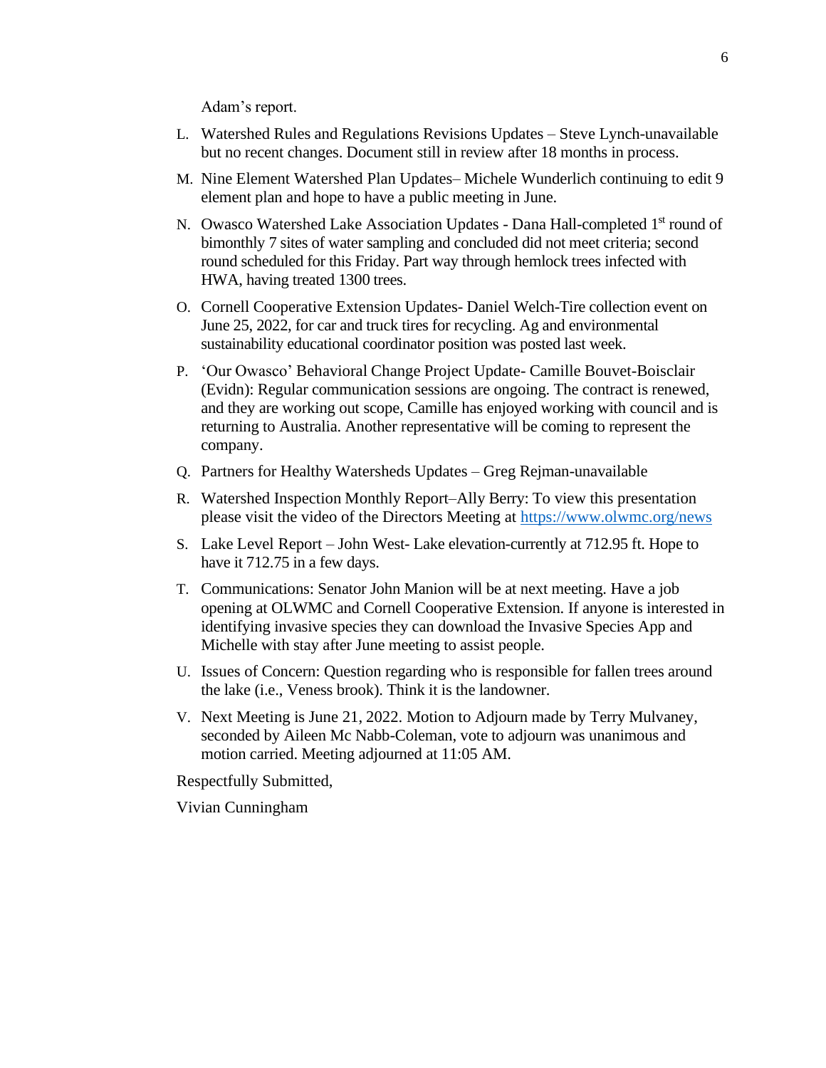Adam's report.

L. Watershed Rules and Regulations Revisions Updates – Steve Lynch-unavailable but no recent changes. Document still in review after 18 months in process.

M. Nine Element Watershed Plan Updates– Michele Wunderlich continuing to edit 9 element plan and hope to have a public meeting in June.

N. Owasco Watershed Lake Association Updates - Dana Hall-completed 1st round of bimonthly 7 sites of water sampling and concluded did not meet criteria; second round scheduled for this Friday. Part way through hemlock trees infected with HWA, having treated 1300 trees.

O. Cornell Cooperative Extension Updates- Daniel Welch-Tire collection event on June 25, 2022, for car and truck tires for recycling. Ag and environmental sustainability educational coordinator position was posted last week.

P. 'Our Owasco' Behavioral Change Project Update- Camille Bouvet-Boisclair (Evidn): Regular communication sessions are ongoing. The contract is renewed, and they are working out scope, Camille has enjoyed working with council and is returning to Australia. Another representative will be coming to represent the company.

Q. Partners for Healthy Watersheds Updates – Greg Rejman-unavailable

R. Watershed Inspection Monthly Report–Ally Berry: To view this presentation please visit the video of the Directors Meeting at https://www.olwmc.org/news

S. Lake Level Report – John West- Lake elevation-currently at 712.95 ft. Hope to have it 712.75 in a few days.

T. Communications: Senator John Manion will be at next meeting. Have a job opening at OLWMC and Cornell Cooperative Extension. If anyone is interested in identifying invasive species they can download the Invasive Species App and Michelle with stay after June meeting to assist people.

U. Issues of Concern: Question regarding who is responsible for fallen trees around the lake (i.e., Veness brook). Think it is the landowner.

V. Next Meeting is June 21, 2022. Motion to Adjourn made by Terry Mulvaney, seconded by Aileen Mc Nabb-Coleman, vote to adjourn was unanimous and motion carried. Meeting adjourned at 11:05 AM.

Respectfully Submitted,

Vivian Cunningham